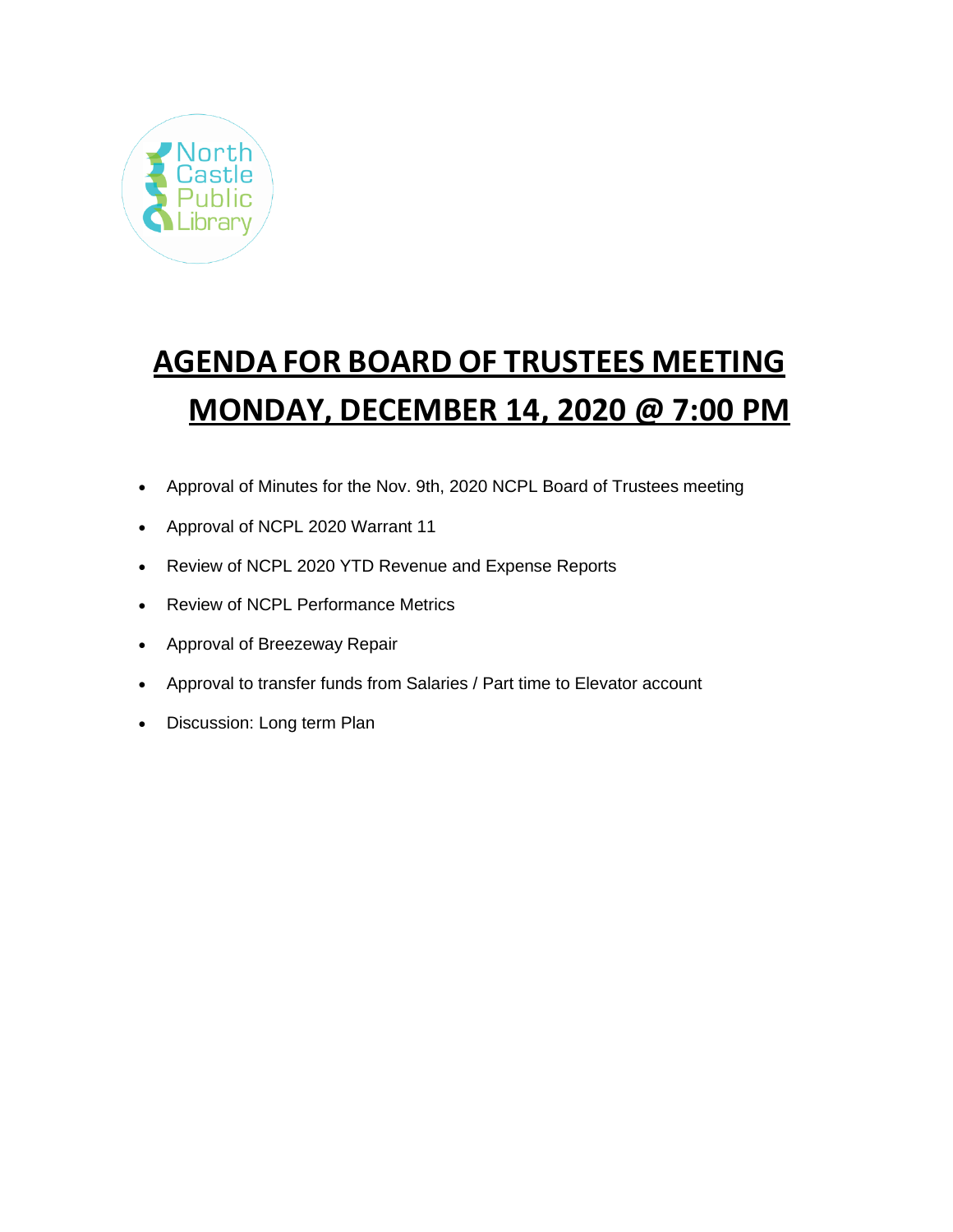North Castle Public Library

# AGENDA FOR BOARD OF TRUSTEES MEETING

# MONDAY, DECEMBER 14, 2020 @ 7:00 PM

- Approval of Minutes for the Nov. 9th, 2020 NCPL Board of Trustees meeting
- Approval of NCPL 2020 Warrant 11
- Review of NCPL 2020 YTD Revenue and Expense Reports
- Review of NCPL Performance Metrics
- Approval of Breezeway Repair
- Approval to transfer funds from Salaries / Part time to Elevator account
- Discussion: Long term Plan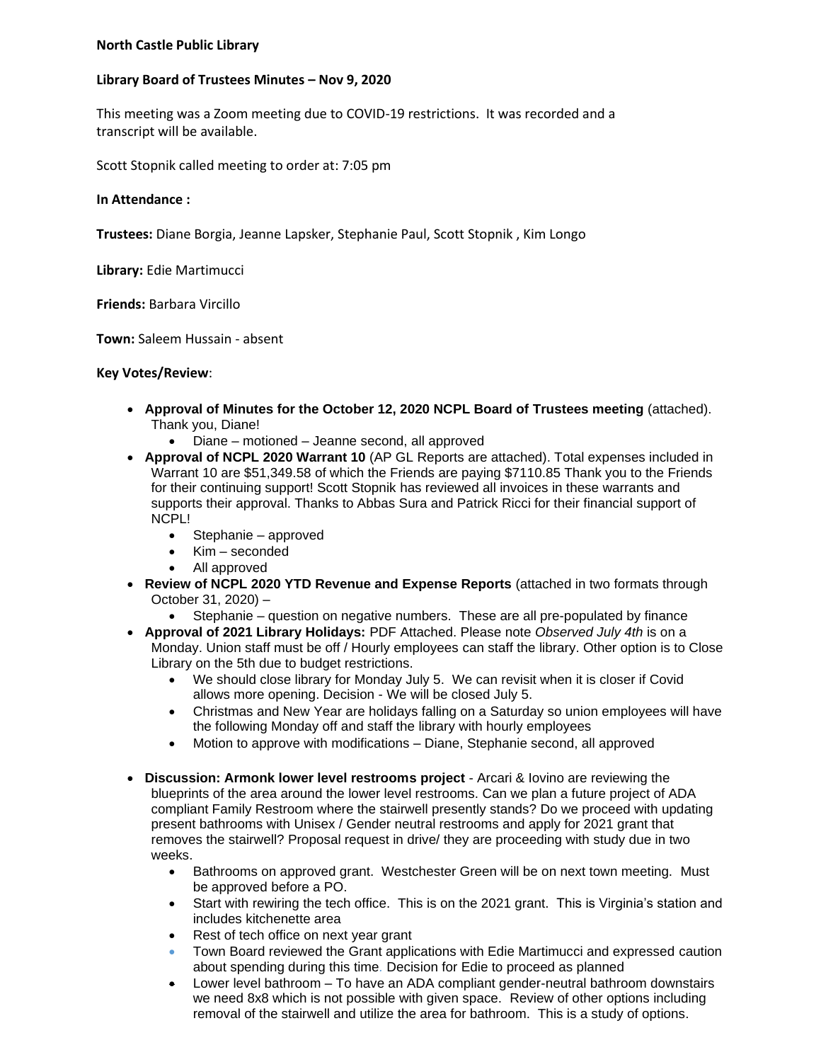**North Castle Public Library**

**Library Board of Trustees Minutes – Nov 9, 2020**

This meeting was a Zoom meeting due to COVID-19 restrictions. It was recorded and a transcript will be available.

Scott Stopnik called meeting to order at: 7:05 pm

**In Attendance :**

**Trustees:** Diane Borgia, Jeanne Lapsker, Stephanie Paul, Scott Stopnik , Kim Longo

**Library:** Edie Martimucci

**Friends:** Barbara Vircillo

**Town:** Saleem Hussain - absent

**Key Votes/Review**:

- **Approval of Minutes for the October 12, 2020 NCPL Board of Trustees meeting** (attached). Thank you, Diane!
  - Diane – motioned – Jeanne second, all approved
- **Approval of NCPL 2020 Warrant 10** (AP GL Reports are attached). Total expenses included in Warrant 10 are $51,349.58 of which the Friends are paying $7110.85 Thank you to the Friends for their continuing support! Scott Stopnik has reviewed all invoices in these warrants and supports their approval. Thanks to Abbas Sura and Patrick Ricci for their financial support of NCPL!
  - Stephanie – approved
  - Kim – seconded
  - All approved
- **Review of NCPL 2020 YTD Revenue and Expense Reports** (attached in two formats through October 31, 2020) –
  - Stephanie – question on negative numbers. These are all pre-populated by finance
- **Approval of 2021 Library Holidays:** PDF Attached. Please note *Observed July 4th* is on a Monday. Union staff must be off / Hourly employees can staff the library. Other option is to Close Library on the 5th due to budget restrictions.
  - We should close library for Monday July 5. We can revisit when it is closer if Covid allows more opening. Decision - We will be closed July 5.
  - Christmas and New Year are holidays falling on a Saturday so union employees will have the following Monday off and staff the library with hourly employees
  - Motion to approve with modifications – Diane, Stephanie second, all approved
- **Discussion: Armonk lower level restrooms project** - Arcari & Iovino are reviewing the blueprints of the area around the lower level restrooms. Can we plan a future project of ADA compliant Family Restroom where the stairwell presently stands? Do we proceed with updating present bathrooms with Unisex / Gender neutral restrooms and apply for 2021 grant that removes the stairwell? Proposal request in drive/ they are proceeding with study due in two weeks.
  - Bathrooms on approved grant. Westchester Green will be on next town meeting. Must be approved before a PO.
  - Start with rewiring the tech office. This is on the 2021 grant. This is Virginia's station and includes kitchenette area
  - Rest of tech office on next year grant
  - Town Board reviewed the Grant applications with Edie Martimucci and expressed caution about spending during this time. Decision for Edie to proceed as planned
  - Lower level bathroom – To have an ADA compliant gender-neutral bathroom downstairs we need 8x8 which is not possible with given space. Review of other options including removal of the stairwell and utilize the area for bathroom. This is a study of options.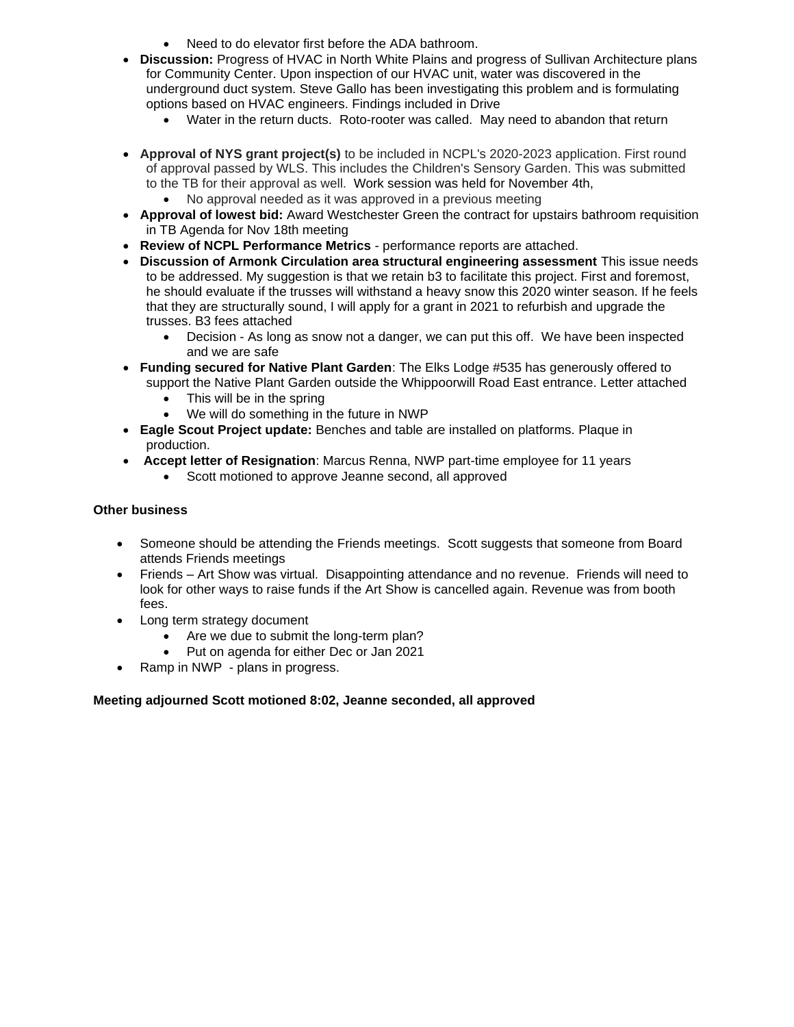- Need to do elevator first before the ADA bathroom.
- **Discussion:** Progress of HVAC in North White Plains and progress of Sullivan Architecture plans for Community Center. Upon inspection of our HVAC unit, water was discovered in the underground duct system. Steve Gallo has been investigating this problem and is formulating options based on HVAC engineers. Findings included in Drive
    - Water in the return ducts. Roto-rooter was called. May need to abandon that return
- **Approval of NYS grant project(s)** to be included in NCPL's 2020-2023 application. First round of approval passed by WLS. This includes the Children's Sensory Garden. This was submitted to the TB for their approval as well. Work session was held for November 4th,
    - No approval needed as it was approved in a previous meeting
- **Approval of lowest bid:** Award Westchester Green the contract for upstairs bathroom requisition in TB Agenda for Nov 18th meeting
- **Review of NCPL Performance Metrics** - performance reports are attached.
- **Discussion of Armonk Circulation area structural engineering assessment** This issue needs to be addressed. My suggestion is that we retain b3 to facilitate this project. First and foremost, he should evaluate if the trusses will withstand a heavy snow this 2020 winter season. If he feels that they are structurally sound, I will apply for a grant in 2021 to refurbish and upgrade the trusses. B3 fees attached
    - Decision - As long as snow not a danger, we can put this off. We have been inspected and we are safe
- **Funding secured for Native Plant Garden**: The Elks Lodge #535 has generously offered to support the Native Plant Garden outside the Whippoorwill Road East entrance. Letter attached
    - This will be in the spring
    - We will do something in the future in NWP
- **Eagle Scout Project update:** Benches and table are installed on platforms. Plaque in production.
- **Accept letter of Resignation**: Marcus Renna, NWP part-time employee for 11 years
    - Scott motioned to approve Jeanne second, all approved

**Other business**

- Someone should be attending the Friends meetings. Scott suggests that someone from Board attends Friends meetings
- Friends – Art Show was virtual. Disappointing attendance and no revenue. Friends will need to look for other ways to raise funds if the Art Show is cancelled again. Revenue was from booth fees.
- Long term strategy document
    - Are we due to submit the long-term plan?
    - Put on agenda for either Dec or Jan 2021
- Ramp in NWP - plans in progress.

**Meeting adjourned Scott motioned 8:02, Jeanne seconded, all approved**